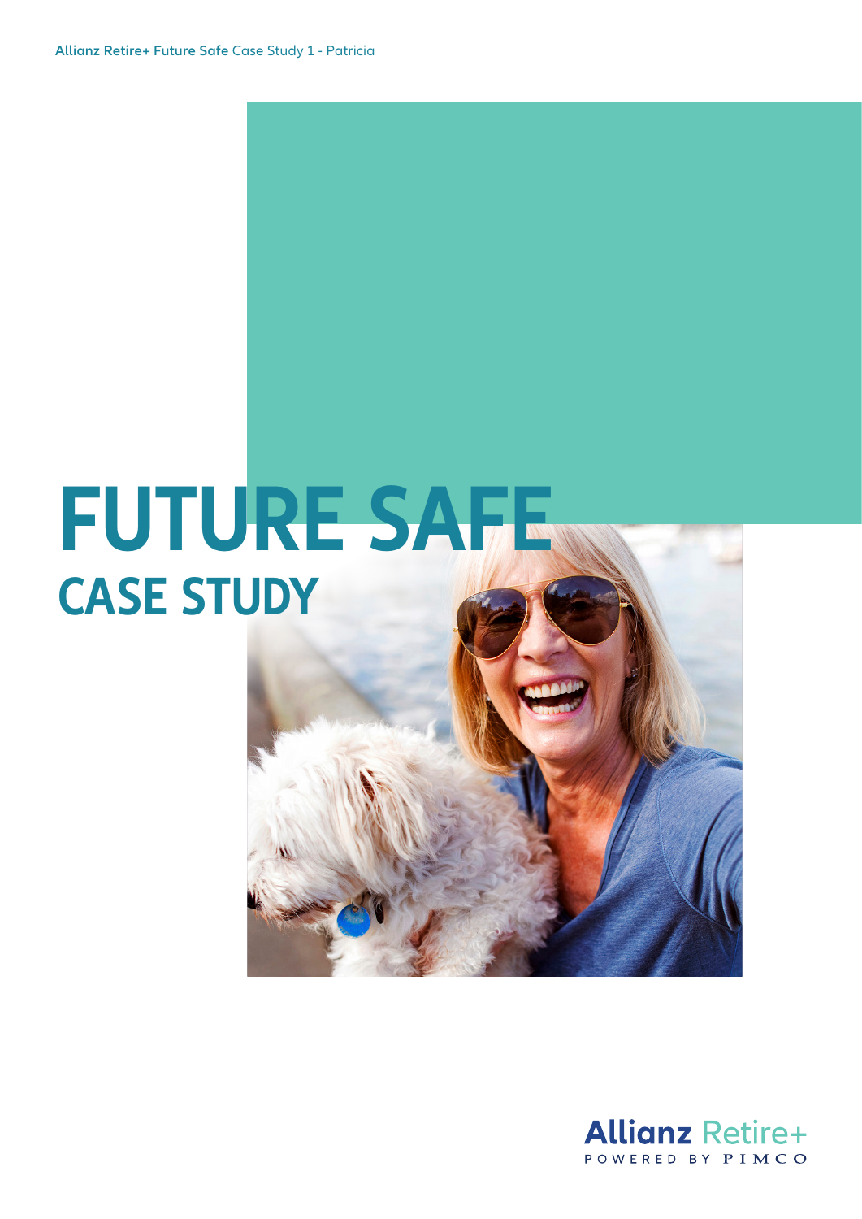Allianz Retire+ Future Safe Case Study 1 - Patricia

# FUTURE SAFE

## CASE STUDY

Allianz Retire+
POWERED BY PIMCO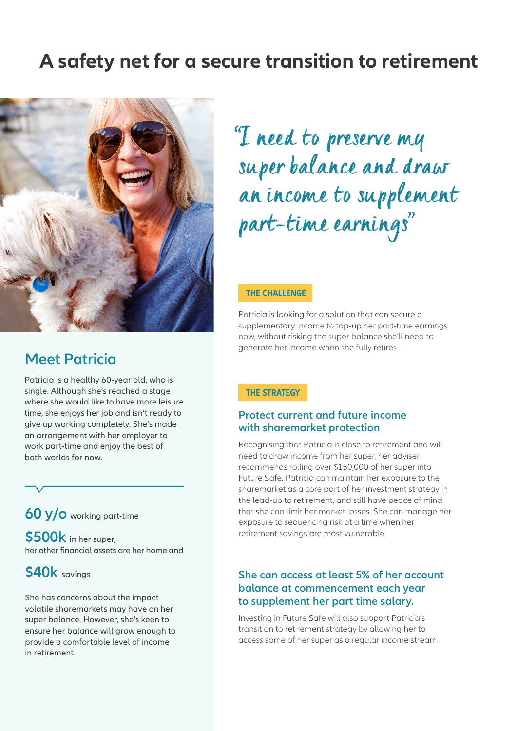# A safety net for a secure transition to retirement

## Meet Patricia

Patricia is a healthy 60-year old, who is single. Although she's reached a stage where she would like to have more leisure time, she enjoys her job and isn't ready to give up working completely. She's made an arrangement with her employer to work part-time and enjoy the best of both worlds for now.

**60 y/o** working part-time

**$500k** in her super,
her other financial assets are her home and

**$40k** savings

She has concerns about the impact volatile sharemarkets may have on her super balance. However, she's keen to ensure her balance will grow enough to provide a comfortable level of income in retirement.

*"I need to preserve my super balance and draw an income to supplement part-time earnings"*

**THE CHALLENGE**

Patricia is looking for a solution that can secure a supplementary income to top-up her part-time earnings now, without risking the super balance she'll need to generate her income when she fully retires.

**THE STRATEGY**

### Protect current and future income with sharemarket protection

Recognising that Patricia is close to retirement and will need to draw income from her super, her adviser recommends rolling over $150,000 of her super into Future Safe. Patricia can maintain her exposure to the sharemarket as a core part of her investment strategy in the lead-up to retirement, and still have peace of mind that she can limit her market losses. She can manage her exposure to sequencing risk at a time when her retirement savings are most vulnerable.

### She can access at least 5% of her account balance at commencement each year to supplement her part time salary.

Investing in Future Safe will also support Patricia's transition to retirement strategy by allowing her to access some of her super as a regular income stream.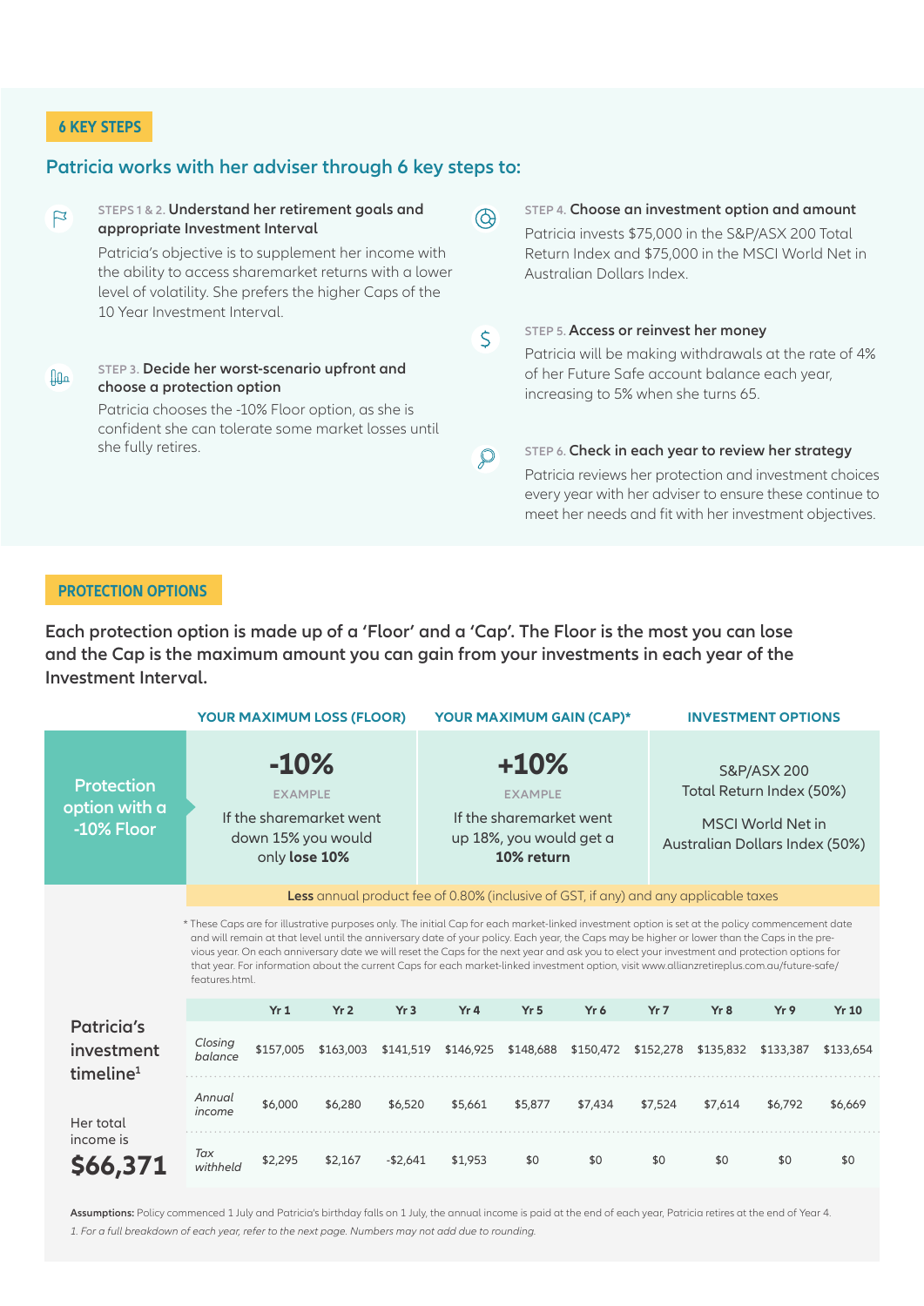**6 KEY STEPS**

## Patricia works with her adviser through 6 key steps to:

STEPS 1 & 2. **Understand her retirement goals and appropriate Investment Interval**

Patricia's objective is to supplement her income with the ability to access sharemarket returns with a lower level of volatility. She prefers the higher Caps of the 10 Year Investment Interval.

STEP 3. **Decide her worst-scenario upfront and choose a protection option**

Patricia chooses the -10% Floor option, as she is confident she can tolerate some market losses until she fully retires.

STEP 4. **Choose an investment option and amount**

Patricia invests $75,000 in the S&P/ASX 200 Total Return Index and $75,000 in the MSCI World Net in Australian Dollars Index.

STEP 5. **Access or reinvest her money**

Patricia will be making withdrawals at the rate of 4% of her Future Safe account balance each year, increasing to 5% when she turns 65.

STEP 6. **Check in each year to review her strategy**

Patricia reviews her protection and investment choices every year with her adviser to ensure these continue to meet her needs and fit with her investment objectives.

**PROTECTION OPTIONS**

**Each protection option is made up of a 'Floor' and a 'Cap'. The Floor is the most you can lose and the Cap is the maximum amount you can gain from your investments in each year of the Investment Interval.**

| | YOUR MAXIMUM LOSS (FLOOR) | YOUR MAXIMUM GAIN (CAP)* | INVESTMENT OPTIONS |
|---|---|---|---|
| Protection option with a -10% Floor | **-10%**<br>EXAMPLE<br>If the sharemarket went down 15% you would only **lose 10%** | **+10%**<br>EXAMPLE<br>If the sharemarket went up 18%, you would get a **10% return** | S&P/ASX 200 Total Return Index (50%)<br><br>MSCI World Net in Australian Dollars Index (50%) |

**Less** annual product fee of 0.80% (inclusive of GST, if any) and any applicable taxes

* These Caps are for illustrative purposes only. The initial Cap for each market-linked investment option is set at the policy commencement date and will remain at that level until the anniversary date of your policy. Each year, the Caps may be higher or lower than the Caps in the previous year. On each anniversary date we will reset the Caps for the next year and ask you to elect your investment and protection options for that year. For information about the current Caps for each market-linked investment option, visit www.allianzretireplus.com.au/future-safe/features.html.

**Patricia's investment timeline[1]**

Her total income is **$66,371**

| | Yr 1 | Yr 2 | Yr 3 | Yr 4 | Yr 5 | Yr 6 | Yr 7 | Yr 8 | Yr 9 | Yr 10 |
|---|---|---|---|---|---|---|---|---|---|---|
| *Closing balance* | $157,005 | $163,003 | $141,519 | $146,925 | $148,688 | $150,472 | $152,278 | $135,832 | $133,387 | $133,654 |
| *Annual income* | $6,000 | $6,280 | $6,520 | $5,661 | $5,877 | $7,434 | $7,524 | $7,614 | $6,792 | $6,669 |
| *Tax withheld* | $2,295 | $2,167 | -$2,641 | $1,953 | $0 | $0 | $0 | $0 | $0 | $0 |

**Assumptions:** Policy commenced 1 July and Patricia's birthday falls on 1 July, the annual income is paid at the end of each year, Patricia retires at the end of Year 4.

*1. For a full breakdown of each year, refer to the next page. Numbers may not add due to rounding.*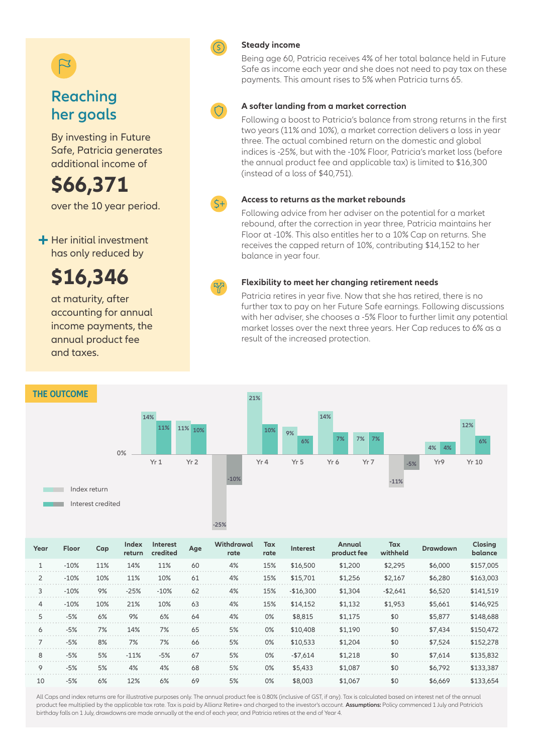## Reaching her goals

By investing in Future Safe, Patricia generates additional income of

**$66,371**

over the 10 year period.

+ Her initial investment has only reduced by

**$16,346**

at maturity, after accounting for annual income payments, the annual product fee and taxes.

### Steady income

Being age 60, Patricia receives 4% of her total balance held in Future Safe as income each year and she does not need to pay tax on these payments. This amount rises to 5% when Patricia turns 65.

### A softer landing from a market correction

Following a boost to Patricia's balance from strong returns in the first two years (11% and 10%), a market correction delivers a loss in year three. The actual combined return on the domestic and global indices is -25%, but with the -10% Floor, Patricia's market loss (before the annual product fee and applicable tax) is limited to $16,300 (instead of a loss of $40,751).

### Access to returns as the market rebounds

Following advice from her adviser on the potential for a market rebound, after the correction in year three, Patricia maintains her Floor at -10%. This also entitles her to a 10% Cap on returns. She receives the capped return of 10%, contributing $14,152 to her balance in year four.

### Flexibility to meet her changing retirement needs

Patricia retires in year five. Now that she has retired, there is no further tax to pay on her Future Safe earnings. Following discussions with her adviser, she chooses a -5% Floor to further limit any potential market losses over the next three years. Her Cap reduces to 6% as a result of the increased protection.

## THE OUTCOME

| | Yr 1 | Yr 2 | Yr 3 | Yr 4 | Yr 5 | Yr 6 | Yr 7 | Yr 8 | Yr 9 | Yr 10 |
|---|---|---|---|---|---|---|---|---|---|---|
| Index return | 14% | 11% | -25% | 21% | 9% | 14% | 7% | -11% | 4% | 12% |
| Interest credited | 11% | 10% | -10% | 10% | 6% | 7% | 7% | -5% | 4% | 6% |

| Year | Floor | Cap | Index return | Interest credited | Age | Withdrawal rate | Tax rate | Interest | Annual product fee | Tax withheld | Drawdown | Closing balance |
|---|---|---|---|---|---|---|---|---|---|---|---|---|
| 1 | -10% | 11% | 14% | 11% | 60 | 4% | 15% | $16,500 | $1,200 | $2,295 | $6,000 | $157,005 |
| 2 | -10% | 10% | 11% | 10% | 61 | 4% | 15% | $15,701 | $1,256 | $2,167 | $6,280 | $163,003 |
| 3 | -10% | 9% | -25% | -10% | 62 | 4% | 15% | -$16,300 | $1,304 | -$2,641 | $6,520 | $141,519 |
| 4 | -10% | 10% | 21% | 10% | 63 | 4% | 15% | $14,152 | $1,132 | $1,953 | $5,661 | $146,925 |
| 5 | -5% | 6% | 9% | 6% | 64 | 4% | 0% | $8,815 | $1,175 | $0 | $5,877 | $148,688 |
| 6 | -5% | 7% | 14% | 7% | 65 | 5% | 0% | $10,408 | $1,190 | $0 | $7,434 | $150,472 |
| 7 | -5% | 8% | 7% | 7% | 66 | 5% | 0% | $10,533 | $1,204 | $0 | $7,524 | $152,278 |
| 8 | -5% | 5% | -11% | -5% | 67 | 5% | 0% | -$7,614 | $1,218 | $0 | $7,614 | $135,832 |
| 9 | -5% | 5% | 4% | 4% | 68 | 5% | 0% | $5,433 | $1,087 | $0 | $6,792 | $133,387 |
| 10 | -5% | 6% | 12% | 6% | 69 | 5% | 0% | $8,003 | $1,067 | $0 | $6,669 | $133,654 |

All Caps and index returns are for illustrative purposes only. The annual product fee is 0.80% (inclusive of GST, if any). Tax is calculated based on interest net of the annual product fee multiplied by the applicable tax rate. Tax is paid by Allianz Retire+ and charged to the investor's account. **Assumptions:** Policy commenced 1 July and Patricia's birthday falls on 1 July, drawdowns are made annually at the end of each year, and Patricia retires at the end of Year 4.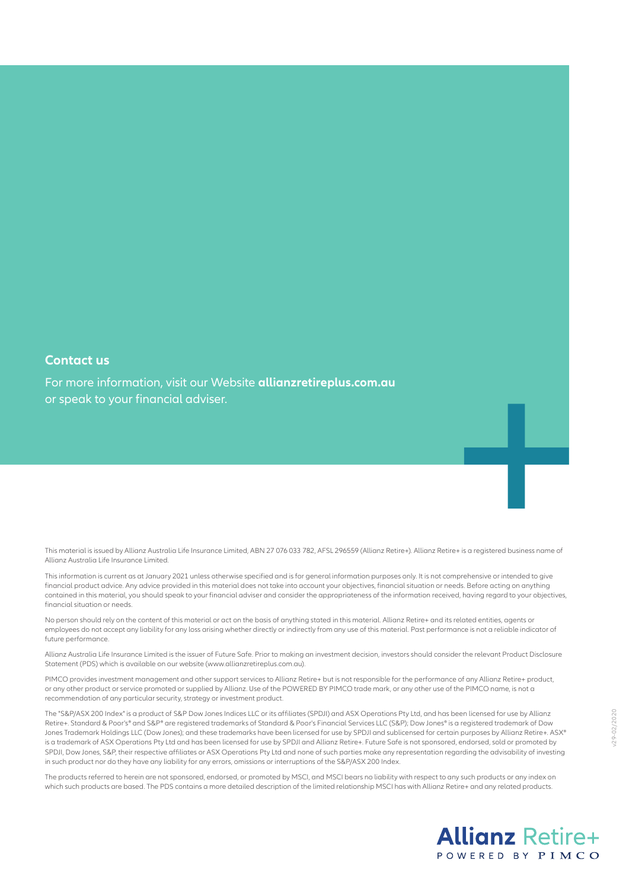## Contact us

For more information, visit our Website **allianzretireplus.com.au** or speak to your financial adviser.

This material is issued by Allianz Australia Life Insurance Limited, ABN 27 076 033 782, AFSL 296559 (Allianz Retire+). Allianz Retire+ is a registered business name of Allianz Australia Life Insurance Limited.

This information is current as at January 2021 unless otherwise specified and is for general information purposes only. It is not comprehensive or intended to give financial product advice. Any advice provided in this material does not take into account your objectives, financial situation or needs. Before acting on anything contained in this material, you should speak to your financial adviser and consider the appropriateness of the information received, having regard to your objectives, financial situation or needs.

No person should rely on the content of this material or act on the basis of anything stated in this material. Allianz Retire+ and its related entities, agents or employees do not accept any liability for any loss arising whether directly or indirectly from any use of this material. Past performance is not a reliable indicator of future performance.

Allianz Australia Life Insurance Limited is the issuer of Future Safe. Prior to making an investment decision, investors should consider the relevant Product Disclosure Statement (PDS) which is available on our website (www.allianzretireplus.com.au).

PIMCO provides investment management and other support services to Allianz Retire+ but is not responsible for the performance of any Allianz Retire+ product, or any other product or service promoted or supplied by Allianz. Use of the POWERED BY PIMCO trade mark, or any other use of the PIMCO name, is not a recommendation of any particular security, strategy or investment product.

The "S&P/ASX 200 Index" is a product of S&P Dow Jones Indices LLC or its affiliates (SPDJI) and ASX Operations Pty Ltd, and has been licensed for use by Allianz Retire+. Standard & Poor's® and S&P® are registered trademarks of Standard & Poor's Financial Services LLC (S&P); Dow Jones® is a registered trademark of Dow Jones Trademark Holdings LLC (Dow Jones); and these trademarks have been licensed for use by SPDJI and sublicensed for certain purposes by Allianz Retire+. ASX® is a trademark of ASX Operations Pty Ltd and has been licensed for use by SPDJI and Allianz Retire+. Future Safe is not sponsored, endorsed, sold or promoted by SPDJI, Dow Jones, S&P, their respective affiliates or ASX Operations Pty Ltd and none of such parties make any representation regarding the advisability of investing in such product nor do they have any liability for any errors, omissions or interruptions of the S&P/ASX 200 Index.

The products referred to herein are not sponsored, endorsed, or promoted by MSCI, and MSCI bears no liability with respect to any such products or any index on which such products are based. The PDS contains a more detailed description of the limited relationship MSCI has with Allianz Retire+ and any related products.

v29-02/2020

**Allianz** Retire+
POWERED BY PIMCO